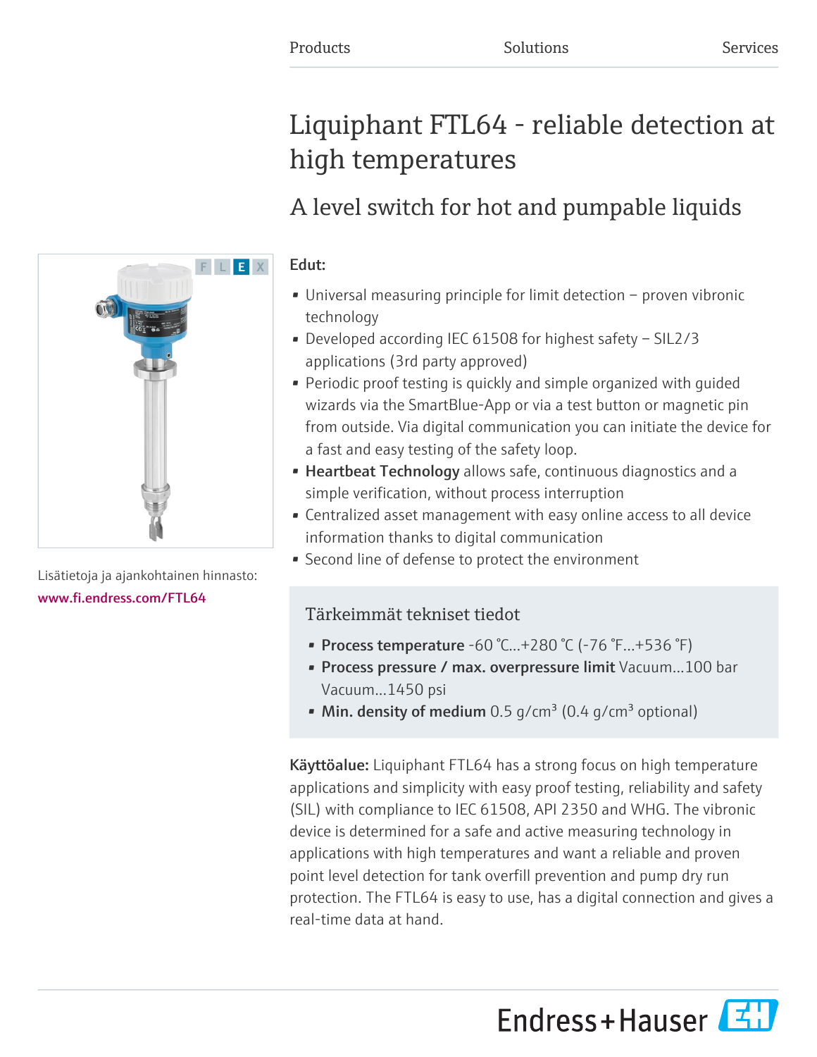Products Solutions Services

# Liquiphant FTL64 - reliable detection at high temperatures

## A level switch for hot and pumpable liquids

F L E X

Lisätietoja ja ajankohtainen hinnasto:
**www.fi.endress.com/FTL64**

**Edut:**

- Universal measuring principle for limit detection – proven vibronic technology
- Developed according IEC 61508 for highest safety – SIL2/3 applications (3rd party approved)
- Periodic proof testing is quickly and simple organized with guided wizards via the SmartBlue-App or via a test button or magnetic pin from outside. Via digital communication you can initiate the device for a fast and easy testing of the safety loop.
- **Heartbeat Technology** allows safe, continuous diagnostics and a simple verification, without process interruption
- Centralized asset management with easy online access to all device information thanks to digital communication
- Second line of defense to protect the environment

### Tärkeimmät tekniset tiedot

- **Process temperature** -60 °C...+280 °C (-76 °F...+536 °F)
- **Process pressure / max. overpressure limit** Vacuum...100 bar Vacuum...1450 psi
- **Min. density of medium** 0.5 g/cm³ (0.4 g/cm³ optional)

**Käyttöalue:** Liquiphant FTL64 has a strong focus on high temperature applications and simplicity with easy proof testing, reliability and safety (SIL) with compliance to IEC 61508, API 2350 and WHG. The vibronic device is determined for a safe and active measuring technology in applications with high temperatures and want a reliable and proven point level detection for tank overfill prevention and pump dry run protection. The FTL64 is easy to use, has a digital connection and gives a real-time data at hand.

Endress+Hauser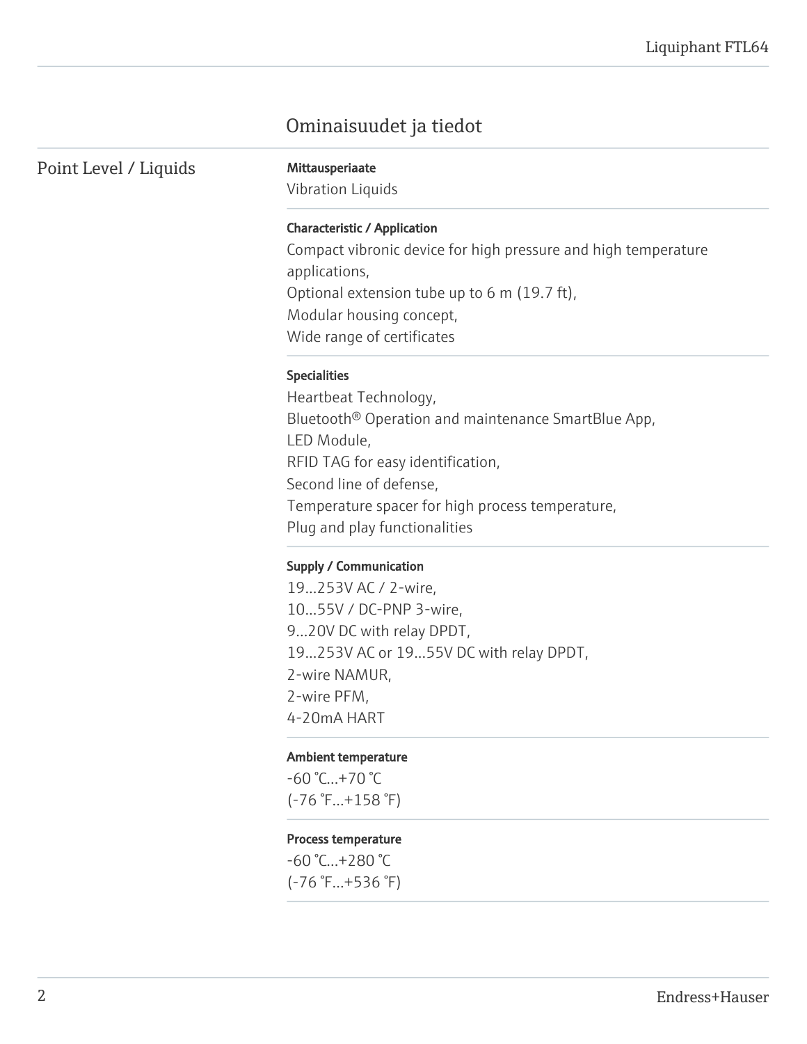## Ominaisuudet ja tiedot

### Point Level / Liquids

**Mittausperiaate**

Vibration Liquids

**Characteristic / Application**

Compact vibronic device for high pressure and high temperature applications,
Optional extension tube up to 6 m (19.7 ft),
Modular housing concept,
Wide range of certificates

**Specialities**

Heartbeat Technology,
Bluetooth® Operation and maintenance SmartBlue App,
LED Module,
RFID TAG for easy identification,
Second line of defense,
Temperature spacer for high process temperature,
Plug and play functionalities

**Supply / Communication**

19...253V AC / 2-wire,
10...55V / DC-PNP 3-wire,
9...20V DC with relay DPDT,
19...253V AC or 19...55V DC with relay DPDT,
2-wire NAMUR,
2-wire PFM,
4-20mA HART

**Ambient temperature**

-60 °C...+70 °C
(-76 °F...+158 °F)

**Process temperature**

-60 °C...+280 °C
(-76 °F...+536 °F)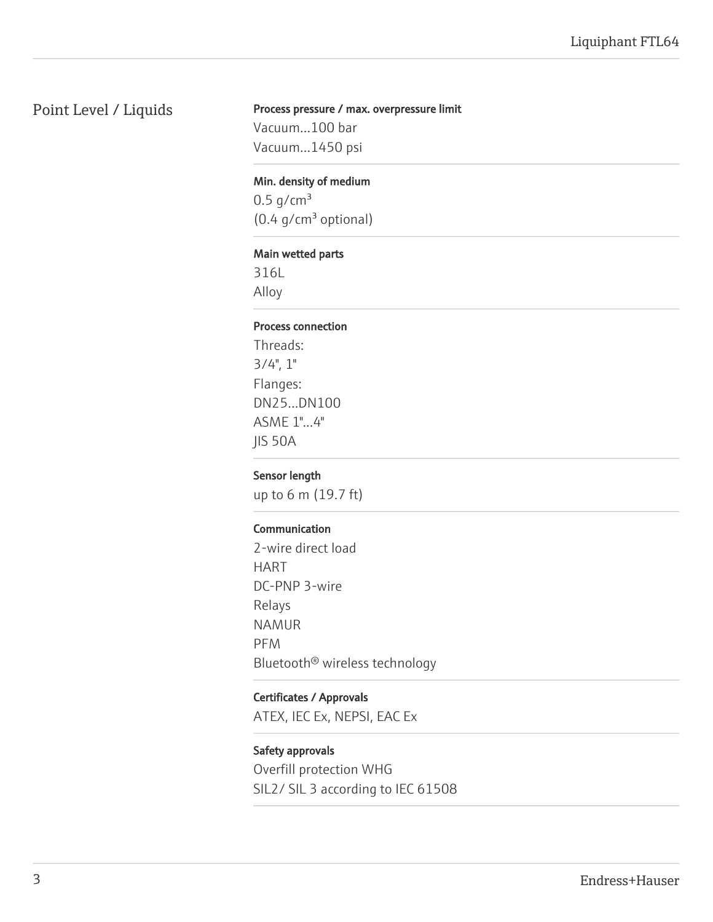## Point Level / Liquids

**Process pressure / max. overpressure limit**
Vacuum...100 bar
Vacuum...1450 psi

**Min. density of medium**
0.5 g/cm³
(0.4 g/cm³ optional)

**Main wetted parts**
316L
Alloy

**Process connection**
Threads:
3/4", 1"
Flanges:
DN25...DN100
ASME 1"...4"
JIS 50A

**Sensor length**
up to 6 m (19.7 ft)

**Communication**
2-wire direct load
HART
DC-PNP 3-wire
Relays
NAMUR
PFM
Bluetooth® wireless technology

**Certificates / Approvals**
ATEX, IEC Ex, NEPSI, EAC Ex

**Safety approvals**
Overfill protection WHG
SIL2/ SIL 3 according to IEC 61508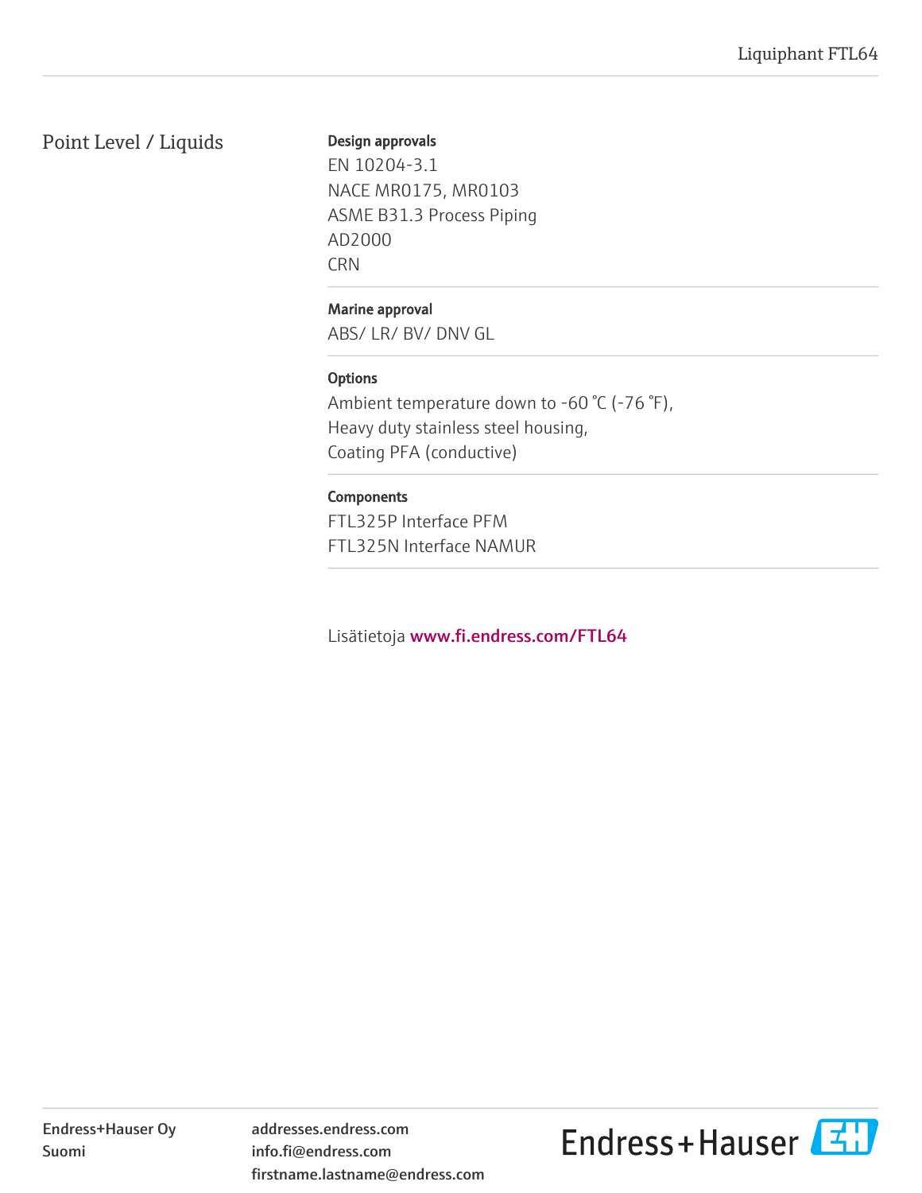Point Level / Liquids

**Design approvals**

EN 10204-3.1
NACE MR0175, MR0103
ASME B31.3 Process Piping
AD2000
CRN

**Marine approval**

ABS/ LR/ BV/ DNV GL

**Options**

Ambient temperature down to -60 °C (-76 °F),
Heavy duty stainless steel housing,
Coating PFA (conductive)

**Components**

FTL325P Interface PFM
FTL325N Interface NAMUR

Lisätietoja www.fi.endress.com/FTL64

Endress+Hauser Oy
Suomi

addresses.endress.com
info.fi@endress.com
firstname.lastname@endress.com

Endress+Hauser